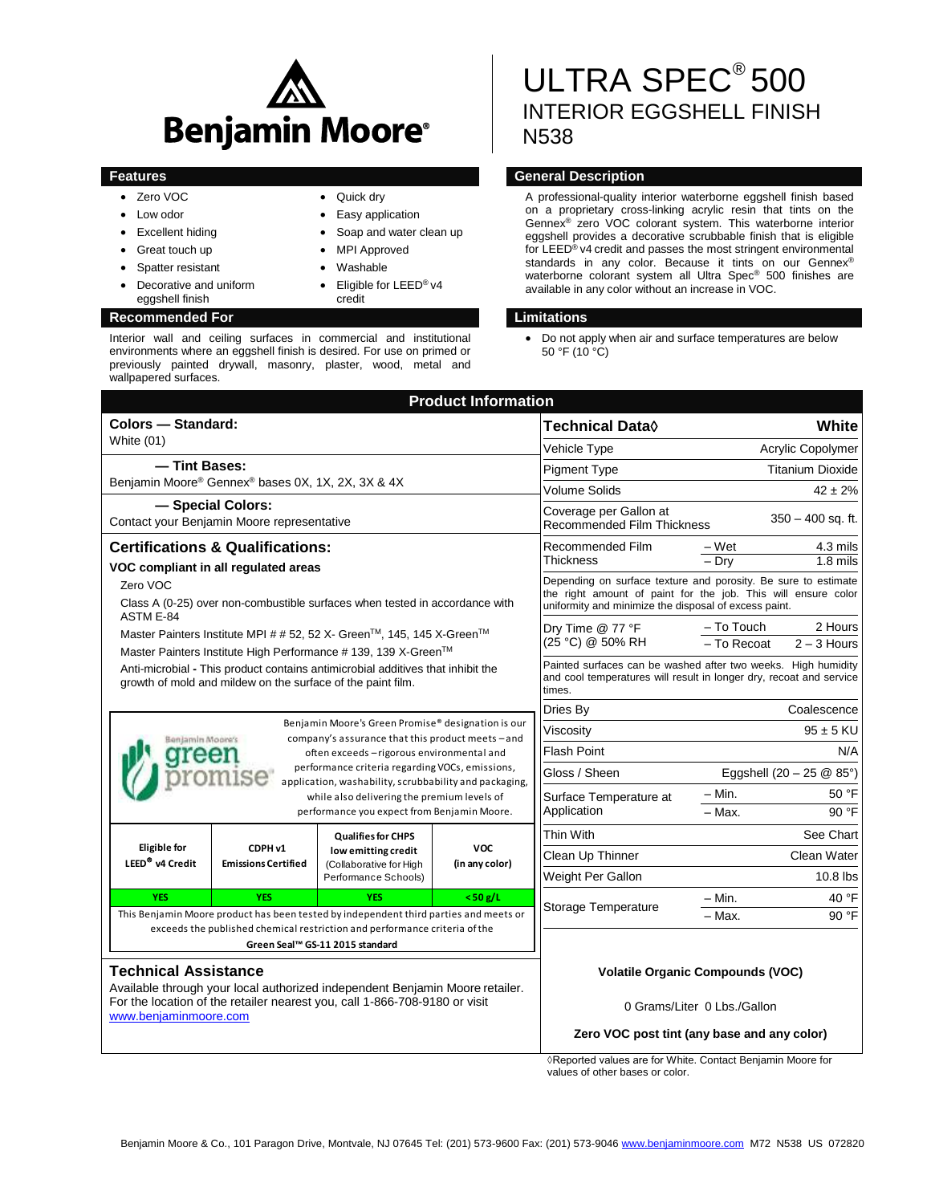Benjamin Moore®

# ULTRA SPEC® 500

## INTERIOR EGGSHELL FINISH

## N538

### Features

- Zero VOC
- Low odor
- Excellent hiding
- Great touch up
- Spatter resistant
- Decorative and uniform eggshell finish
- Quick dry
- Easy application
- Soap and water clean up
- MPI Approved
- Washable
- Eligible for LEED® v4 credit

### General Description

A professional-quality interior waterborne eggshell finish based on a proprietary cross-linking acrylic resin that tints on the Gennex® zero VOC colorant system. This waterborne interior eggshell provides a decorative scrubbable finish that is eligible for LEED® v4 credit and passes the most stringent environmental standards in any color. Because it tints on our Gennex® waterborne colorant system all Ultra Spec® 500 finishes are available in any color without an increase in VOC.

### Recommended For

Interior wall and ceiling surfaces in commercial and institutional environments where an eggshell finish is desired. For use on primed or previously painted drywall, masonry, plaster, wood, metal and wallpapered surfaces.

### Limitations

- Do not apply when air and surface temperatures are below 50 °F (10 °C)

## Product Information

### Colors — Standard:

White (01)

### — Tint Bases:

Benjamin Moore® Gennex® bases 0X, 1X, 2X, 3X & 4X

### — Special Colors:

Contact your Benjamin Moore representative

### Certifications & Qualifications:

**VOC compliant in all regulated areas**

Zero VOC

Class A (0-25) over non-combustible surfaces when tested in accordance with ASTM E-84

Master Painters Institute MPI # # 52, 52 X- Green™, 145, 145 X-Green™

Master Painters Institute High Performance # 139, 139 X-Green™

Anti-microbial **-** This product contains antimicrobial additives that inhibit the growth of mold and mildew on the surface of the paint film.

Benjamin Moore's green promise®

Benjamin Moore's Green Promise® designation is our company's assurance that this product meets – and often exceeds – rigorous environmental and performance criteria regarding VOCs, emissions, application, washability, scrubbability and packaging, while also delivering the premium levels of performance you expect from Benjamin Moore.

| Eligible for LEED® v4 Credit | CDPH v1 Emissions Certified | Qualifies for CHPS low emitting credit (Collaborative for High Performance Schools) | VOC (in any color) |
|---|---|---|---|
| YES | YES | YES | < 50 g/L |

This Benjamin Moore product has been tested by independent third parties and meets or exceeds the published chemical restriction and performance criteria of the **Green Seal™ GS-11 2015 standard**

### Technical Assistance

Available through your local authorized independent Benjamin Moore retailer. For the location of the retailer nearest you, call 1-866-708-9180 or visit www.benjaminmoore.com

| Technical Data◊ | | White |
|---|---|---|
| Vehicle Type | | Acrylic Copolymer |
| Pigment Type | | Titanium Dioxide |
| Volume Solids | | 42 ± 2% |
| Coverage per Gallon at Recommended Film Thickness | | 350 – 400 sq. ft. |
| Recommended Film Thickness | – Wet | 4.3 mils |
| | – Dry | 1.8 mils |
| Depending on surface texture and porosity. Be sure to estimate the right amount of paint for the job. This will ensure color uniformity and minimize the disposal of excess paint. | | |
| Dry Time @ 77 °F (25 °C) @ 50% RH | – To Touch | 2 Hours |
| | – To Recoat | 2 – 3 Hours |
| Painted surfaces can be washed after two weeks. High humidity and cool temperatures will result in longer dry, recoat and service times. | | |
| Dries By | | Coalescence |
| Viscosity | | 95 ± 5 KU |
| Flash Point | | N/A |
| Gloss / Sheen | | Eggshell (20 – 25 @ 85°) |
| Surface Temperature at Application | – Min. | 50 °F |
| | – Max. | 90 °F |
| Thin With | | See Chart |
| Clean Up Thinner | | Clean Water |
| Weight Per Gallon | | 10.8 lbs |
| Storage Temperature | – Min. | 40 °F |
| | – Max. | 90 °F |

**Volatile Organic Compounds (VOC)**

0 Grams/Liter 0 Lbs./Gallon

**Zero VOC post tint (any base and any color)**

◊Reported values are for White. Contact Benjamin Moore for values of other bases or color.

Benjamin Moore & Co., 101 Paragon Drive, Montvale, NJ 07645 Tel: (201) 573-9600 Fax: (201) 573-9046 www.benjaminmoore.com M72 N538 US 072820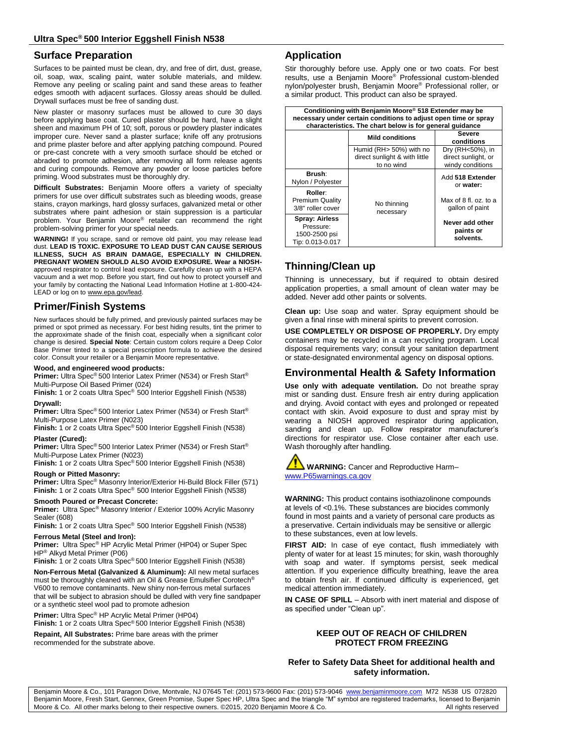## Surface Preparation

Surfaces to be painted must be clean, dry, and free of dirt, dust, grease, oil, soap, wax, scaling paint, water soluble materials, and mildew. Remove any peeling or scaling paint and sand these areas to feather edges smooth with adjacent surfaces. Glossy areas should be dulled. Drywall surfaces must be free of sanding dust.

New plaster or masonry surfaces must be allowed to cure 30 days before applying base coat. Cured plaster should be hard, have a slight sheen and maximum PH of 10; soft, porous or powdery plaster indicates improper cure. Never sand a plaster surface; knife off any protrusions and prime plaster before and after applying patching compound. Poured or pre-cast concrete with a very smooth surface should be etched or abraded to promote adhesion, after removing all form release agents and curing compounds. Remove any powder or loose particles before priming. Wood substrates must be thoroughly dry.

**Difficult Substrates:** Benjamin Moore offers a variety of specialty primers for use over difficult substrates such as bleeding woods, grease stains, crayon markings, hard glossy surfaces, galvanized metal or other substrates where paint adhesion or stain suppression is a particular problem. Your Benjamin Moore® retailer can recommend the right problem-solving primer for your special needs.

**WARNING!** If you scrape, sand or remove old paint, you may release lead dust. **LEAD IS TOXIC. EXPOSURE TO LEAD DUST CAN CAUSE SERIOUS ILLNESS, SUCH AS BRAIN DAMAGE, ESPECIALLY IN CHILDREN. PREGNANT WOMEN SHOULD ALSO AVOID EXPOSURE. Wear a NIOSH-**approved respirator to control lead exposure. Carefully clean up with a HEPA vacuum and a wet mop. Before you start, find out how to protect yourself and your family by contacting the National Lead Information Hotline at 1-800-424-LEAD or log on to www.epa.gov/lead.

## Primer/Finish Systems

New surfaces should be fully primed, and previously painted surfaces may be primed or spot primed as necessary. For best hiding results, tint the primer to the approximate shade of the finish coat, especially when a significant color change is desired. **Special Note**: Certain custom colors require a Deep Color Base Primer tinted to a special prescription formula to achieve the desired color. Consult your retailer or a Benjamin Moore representative.

**Wood, and engineered wood products:**
**Primer:** Ultra Spec® 500 Interior Latex Primer (N534) or Fresh Start® Multi-Purpose Oil Based Primer (024)
**Finish:** 1 or 2 coats Ultra Spec® 500 Interior Eggshell Finish (N538)

**Drywall:**
**Primer:** Ultra Spec® 500 Interior Latex Primer (N534) or Fresh Start® Multi-Purpose Latex Primer (N023)
**Finish:** 1 or 2 coats Ultra Spec® 500 Interior Eggshell Finish (N538)

**Plaster (Cured):**
**Primer:** Ultra Spec® 500 Interior Latex Primer (N534) or Fresh Start® Multi-Purpose Latex Primer (N023)
**Finish:** 1 or 2 coats Ultra Spec® 500 Interior Eggshell Finish (N538)

**Rough or Pitted Masonry:**
**Primer:** Ultra Spec® Masonry Interior/Exterior Hi-Build Block Filler (571)
**Finish:** 1 or 2 coats Ultra Spec® 500 Interior Eggshell Finish (N538)

**Smooth Poured or Precast Concrete:**
**Primer:** Ultra Spec® Masonry Interior / Exterior 100% Acrylic Masonry Sealer (608)
**Finish:** 1 or 2 coats Ultra Spec® 500 Interior Eggshell Finish (N538)

**Ferrous Metal (Steel and Iron):**
**Primer:** Ultra Spec® HP Acrylic Metal Primer (HP04) or Super Spec HP® Alkyd Metal Primer (P06)
**Finish:** 1 or 2 coats Ultra Spec® 500 Interior Eggshell Finish (N538)

**Non-Ferrous Metal (Galvanized & Aluminum):** All new metal surfaces must be thoroughly cleaned with an Oil & Grease Emulsifier Corotech® V600 to remove contaminants. New shiny non-ferrous metal surfaces that will be subject to abrasion should be dulled with very fine sandpaper or a synthetic steel wool pad to promote adhesion

**Primer:** Ultra Spec® HP Acrylic Metal Primer (HP04)
**Finish:** 1 or 2 coats Ultra Spec® 500 Interior Eggshell Finish (N538)

**Repaint, All Substrates:** Prime bare areas with the primer recommended for the substrate above.

## Application

Stir thoroughly before use. Apply one or two coats. For best results, use a Benjamin Moore® Professional custom-blended nylon/polyester brush, Benjamin Moore® Professional roller, or a similar product. This product can also be sprayed.

**Conditioning with Benjamin Moore® 518 Extender may be necessary under certain conditions to adjust open time or spray characteristics. The chart below is for general guidance**

| | **Mild conditions** | **Severe conditions** |
|---|---|---|
| | Humid (RH> 50%) with no direct sunlight & with little to no wind | Dry (RH<50%), in direct sunlight, or windy conditions |
| **Brush**: Nylon / Polyester | No thinning necessary | Add **518 Extender** or **water:** |
| **Roller**: Premium Quality 3/8" roller cover | | Max of 8 fl. oz. to a gallon of paint |
| **Spray: Airless** Pressure: 1500-2500 psi Tip: 0.013-0.017 | | **Never add other paints or solvents.** |

## Thinning/Clean up

Thinning is unnecessary, but if required to obtain desired application properties, a small amount of clean water may be added. Never add other paints or solvents.

**Clean up:** Use soap and water. Spray equipment should be given a final rinse with mineral spirits to prevent corrosion.

**USE COMPLETELY OR DISPOSE OF PROPERLY.** Dry empty containers may be recycled in a can recycling program. Local disposal requirements vary; consult your sanitation department or state-designated environmental agency on disposal options.

## Environmental Health & Safety Information

**Use only with adequate ventilation.** Do not breathe spray mist or sanding dust. Ensure fresh air entry during application and drying. Avoid contact with eyes and prolonged or repeated contact with skin. Avoid exposure to dust and spray mist by wearing a NIOSH approved respirator during application, sanding and clean up. Follow respirator manufacturer's directions for respirator use. Close container after each use. Wash thoroughly after handling.

**WARNING:** Cancer and Reproductive Harm– www.P65warnings.ca.gov

**WARNING:** This product contains isothiazolinone compounds at levels of <0.1%. These substances are biocides commonly found in most paints and a variety of personal care products as a preservative. Certain individuals may be sensitive or allergic to these substances, even at low levels.

**FIRST AID:** In case of eye contact, flush immediately with plenty of water for at least 15 minutes; for skin, wash thoroughly with soap and water. If symptoms persist, seek medical attention. If you experience difficulty breathing, leave the area to obtain fresh air. If continued difficulty is experienced, get medical attention immediately.

**IN CASE OF SPILL** – Absorb with inert material and dispose of as specified under "Clean up".

**KEEP OUT OF REACH OF CHILDREN**
**PROTECT FROM FREEZING**

**Refer to Safety Data Sheet for additional health and safety information.**

Benjamin Moore & Co., 101 Paragon Drive, Montvale, NJ 07645 Tel: (201) 573-9600 Fax: (201) 573-9046 www.benjaminmoore.com M72 N538 US 072820
Benjamin Moore, Fresh Start, Gennex, Green Promise, Super Spec HP, Ultra Spec and the triangle "M" symbol are registered trademarks, licensed to Benjamin Moore & Co. All other marks belong to their respective owners. ©2015, 2020 Benjamin Moore & Co. All rights reserved